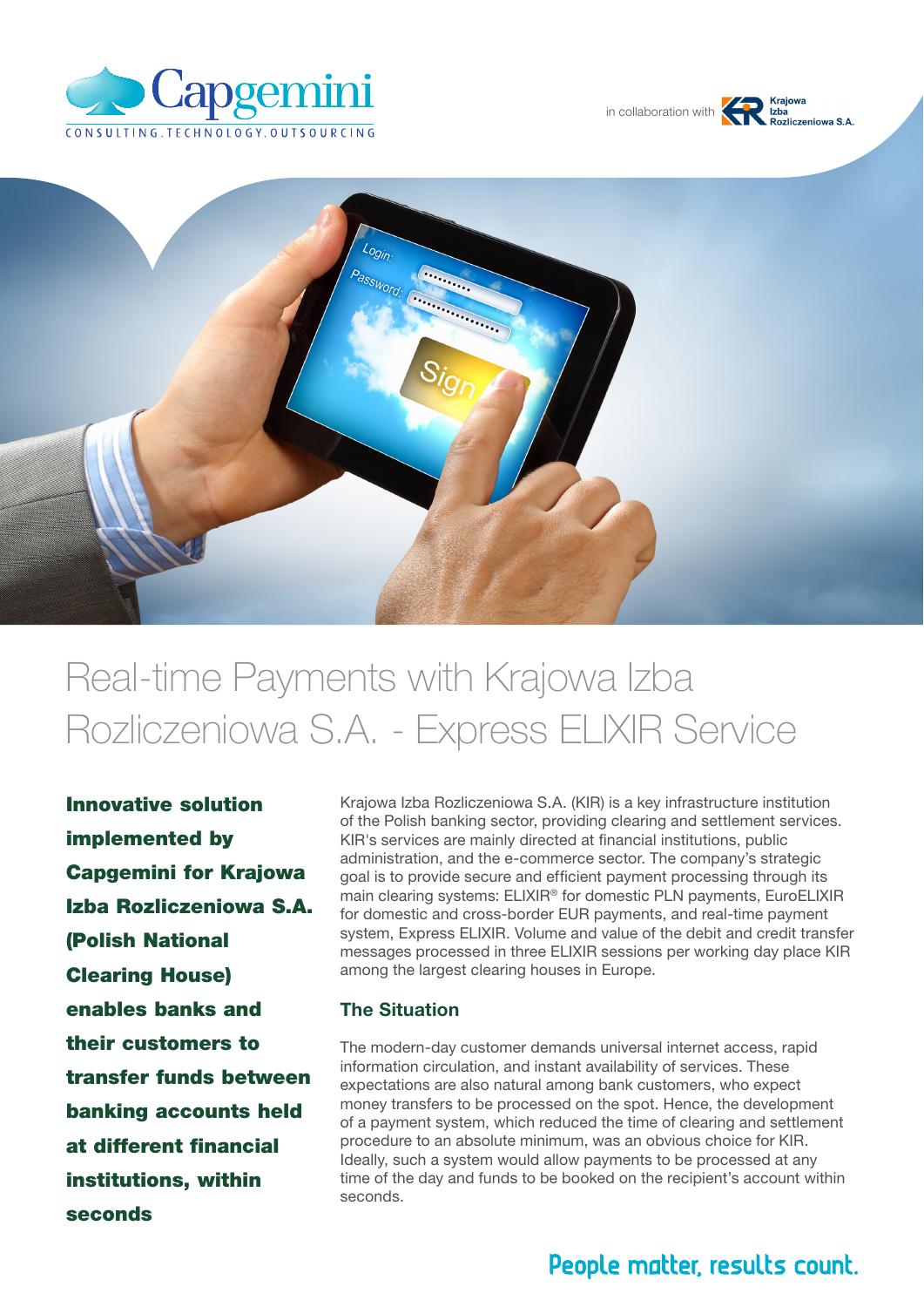Capgemini

CONSULTING.TECHNOLOGY.OUTSOURCING

in collaboration with Krajowa Izba Rozliczeniowa S.A.

# Real-time Payments with Krajowa Izba Rozliczeniowa S.A. - Express ELIXIR Service

**Innovative solution implemented by Capgemini for Krajowa Izba Rozliczeniowa S.A. (Polish National Clearing House) enables banks and their customers to transfer funds between banking accounts held at different financial institutions, within seconds**

Krajowa Izba Rozliczeniowa S.A. (KIR) is a key infrastructure institution of the Polish banking sector, providing clearing and settlement services. KIR's services are mainly directed at financial institutions, public administration, and the e-commerce sector. The company's strategic goal is to provide secure and efficient payment processing through its main clearing systems: ELIXIR® for domestic PLN payments, EuroELIXIR for domestic and cross-border EUR payments, and real-time payment system, Express ELIXIR. Volume and value of the debit and credit transfer messages processed in three ELIXIR sessions per working day place KIR among the largest clearing houses in Europe.

## The Situation

The modern-day customer demands universal internet access, rapid information circulation, and instant availability of services. These expectations are also natural among bank customers, who expect money transfers to be processed on the spot. Hence, the development of a payment system, which reduced the time of clearing and settlement procedure to an absolute minimum, was an obvious choice for KIR. Ideally, such a system would allow payments to be processed at any time of the day and funds to be booked on the recipient's account within seconds.

People matter, results count.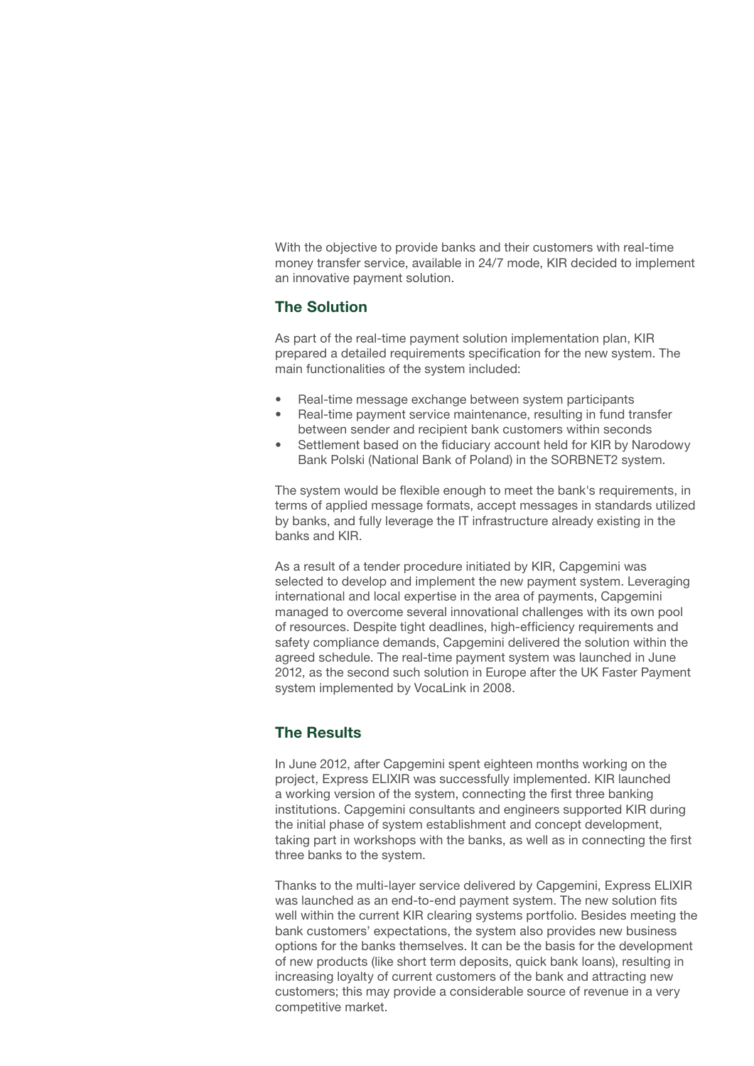With the objective to provide banks and their customers with real-time money transfer service, available in 24/7 mode, KIR decided to implement an innovative payment solution.

## The Solution

As part of the real-time payment solution implementation plan, KIR prepared a detailed requirements specification for the new system. The main functionalities of the system included:

- Real-time message exchange between system participants
- Real-time payment service maintenance, resulting in fund transfer between sender and recipient bank customers within seconds
- Settlement based on the fiduciary account held for KIR by Narodowy Bank Polski (National Bank of Poland) in the SORBNET2 system.

The system would be flexible enough to meet the bank's requirements, in terms of applied message formats, accept messages in standards utilized by banks, and fully leverage the IT infrastructure already existing in the banks and KIR.

As a result of a tender procedure initiated by KIR, Capgemini was selected to develop and implement the new payment system. Leveraging international and local expertise in the area of payments, Capgemini managed to overcome several innovational challenges with its own pool of resources. Despite tight deadlines, high-efficiency requirements and safety compliance demands, Capgemini delivered the solution within the agreed schedule. The real-time payment system was launched in June 2012, as the second such solution in Europe after the UK Faster Payment system implemented by VocaLink in 2008.

## The Results

In June 2012, after Capgemini spent eighteen months working on the project, Express ELIXIR was successfully implemented. KIR launched a working version of the system, connecting the first three banking institutions. Capgemini consultants and engineers supported KIR during the initial phase of system establishment and concept development, taking part in workshops with the banks, as well as in connecting the first three banks to the system.

Thanks to the multi-layer service delivered by Capgemini, Express ELIXIR was launched as an end-to-end payment system. The new solution fits well within the current KIR clearing systems portfolio. Besides meeting the bank customers' expectations, the system also provides new business options for the banks themselves. It can be the basis for the development of new products (like short term deposits, quick bank loans), resulting in increasing loyalty of current customers of the bank and attracting new customers; this may provide a considerable source of revenue in a very competitive market.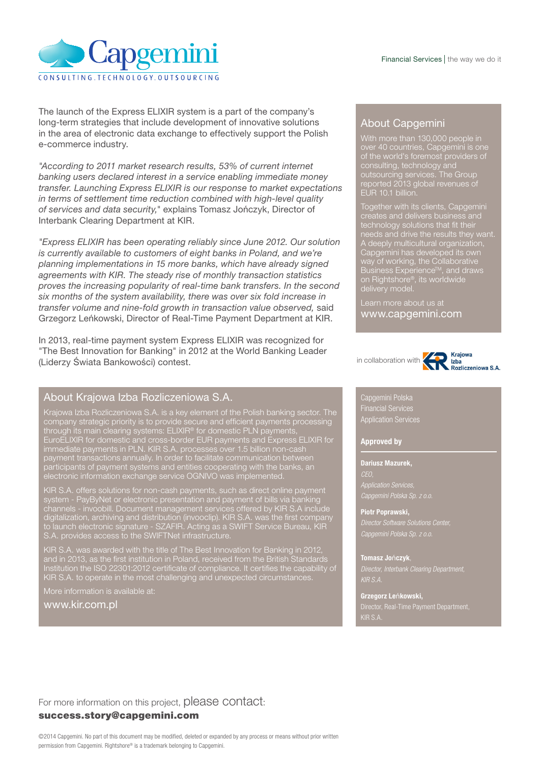The launch of the Express ELIXIR system is a part of the company's long-term strategies that include development of innovative solutions in the area of electronic data exchange to effectively support the Polish e-commerce industry.

*"According to 2011 market research results, 53% of current internet banking users declared interest in a service enabling immediate money transfer. Launching Express ELIXIR is our response to market expectations in terms of settlement time reduction combined with high-level quality of services and data security,"* explains Tomasz Jończyk, Director of Interbank Clearing Department at KIR.

*"Express ELIXIR has been operating reliably since June 2012. Our solution is currently available to customers of eight banks in Poland, and we're planning implementations in 15 more banks, which have already signed agreements with KIR. The steady rise of monthly transaction statistics proves the increasing popularity of real-time bank transfers. In the second six months of the system availability, there was over six fold increase in transfer volume and nine-fold growth in transaction value observed,* said Grzegorz Leńkowski, Director of Real-Time Payment Department at KIR.

In 2013, real-time payment system Express ELIXIR was recognized for "The Best Innovation for Banking" in 2012 at the World Banking Leader (Liderzy Świata Bankowości) contest.

## About Krajowa Izba Rozliczeniowa S.A.

Krajowa Izba Rozliczeniowa S.A. is a key element of the Polish banking sector. The company strategic priority is to provide secure and efficient payments processing through its main clearing systems: ELIXIR® for domestic PLN payments, EuroELIXIR for domestic and cross-border EUR payments and Express ELIXIR for immediate payments in PLN. KIR S.A. processes over 1.5 billion non-cash payment transactions annually. In order to facilitate communication between participants of payment systems and entities cooperating with the banks, an electronic information exchange service OGNIVO was implemented.

KIR S.A. offers solutions for non-cash payments, such as direct online payment system - PayByNet or electronic presentation and payment of bills via banking channels - invoobill. Document management services offered by KIR S.A include digitalization, archiving and distribution (invooclip). KIR S.A. was the first company to launch electronic signature - SZAFIR. Acting as a SWIFT Service Bureau, KIR S.A. provides access to the SWIFTNet infrastructure.

KIR S.A. was awarded with the title of The Best Innovation for Banking in 2012, and in 2013, as the first institution in Poland, received from the British Standards Institution the ISO 22301:2012 certificate of compliance. It certifies the capability of KIR S.A. to operate in the most challenging and unexpected circumstances.

More information is available at:

www.kir.com.pl

## About Capgemini

With more than 130,000 people in over 40 countries, Capgemini is one of the world's foremost providers of consulting, technology and outsourcing services. The Group reported 2013 global revenues of EUR 10.1 billion.

Together with its clients, Capgemini creates and delivers business and technology solutions that fit their needs and drive the results they want. A deeply multicultural organization, Capgemini has developed its own way of working, the Collaborative Business Experience™, and draws on Rightshore®, its worldwide delivery model.

Learn more about us at

www.capgemini.com

in collaboration with Krajowa Izba Rozliczeniowa S.A.

Capgemini Polska
Financial Services
Application Services

**Approved by**

**Dariusz Mazurek,**
*CEO,*
*Application Services,*
*Capgemini Polska Sp. z o.o.*

**Piotr Poprawski,**
*Director Software Solutions Center,*
*Capgemini Polska Sp. z o.o.*

**Tomasz Jończyk,**
*Director, Interbank Clearing Department,*
*KIR S.A.*

**Grzegorz Leńkowski,**
Director, Real-Time Payment Department,
KIR S.A.

For more information on this project, please contact:
**success.story@capgemini.com**

©2014 Capgemini. No part of this document may be modified, deleted or expanded by any process or means without prior written permission from Capgemini. Rightshore® is a trademark belonging to Capgemini.